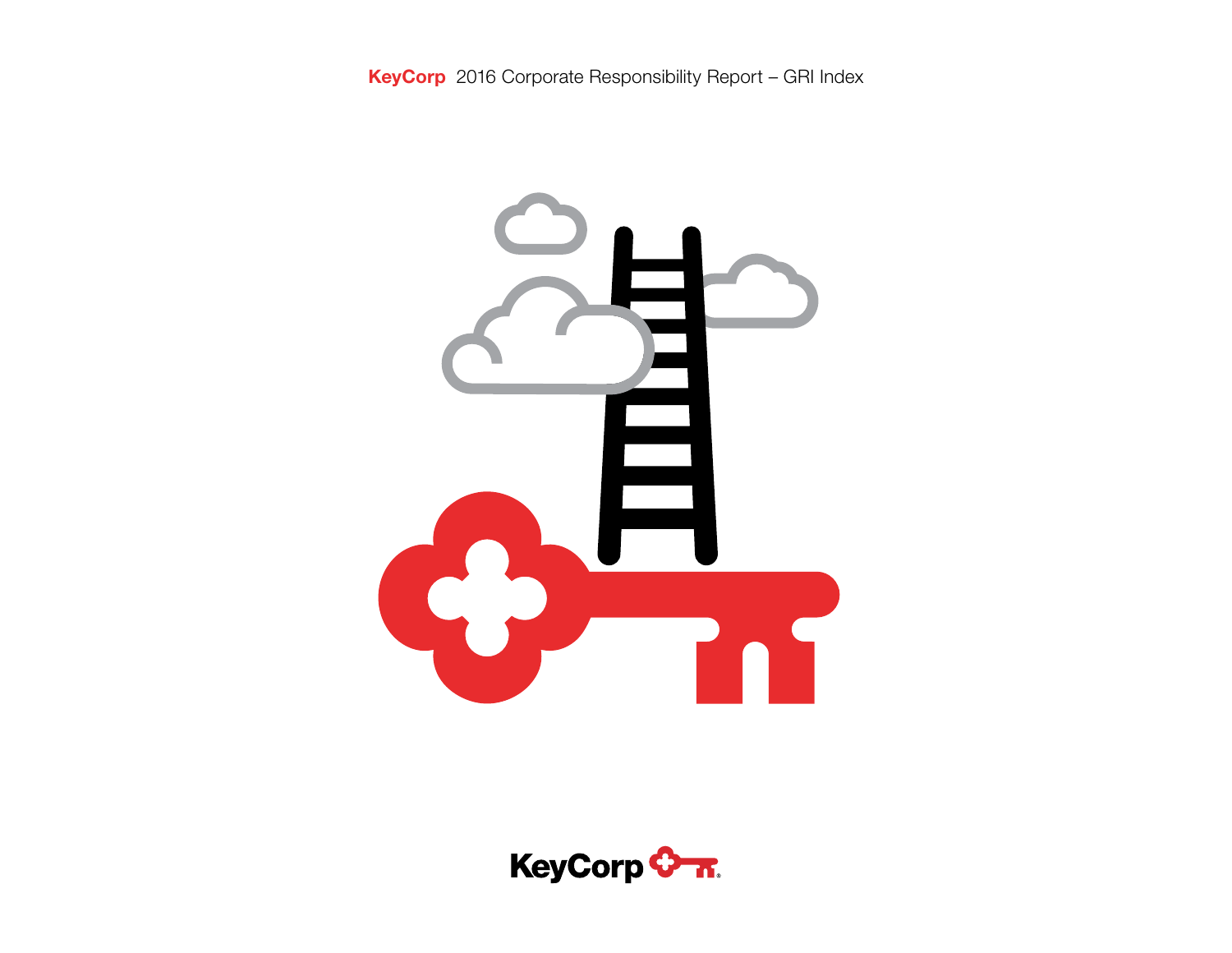# KeyCorp 2016 Corporate Responsibility Report – GRI Index

KeyCorp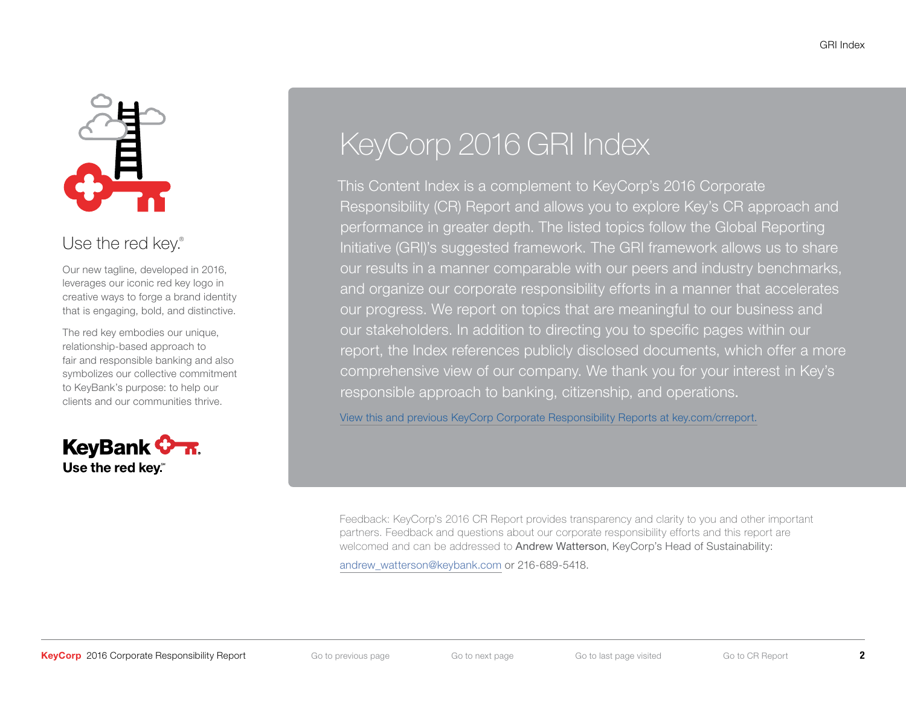Use the red key.®

Our new tagline, developed in 2016, leverages our iconic red key logo in creative ways to forge a brand identity that is engaging, bold, and distinctive.

The red key embodies our unique, relationship-based approach to fair and responsible banking and also symbolizes our collective commitment to KeyBank's purpose: to help our clients and our communities thrive.

**KeyBank**
**Use the red key.℠**

# KeyCorp 2016 GRI Index

This Content Index is a complement to KeyCorp's 2016 Corporate Responsibility (CR) Report and allows you to explore Key's CR approach and performance in greater depth. The listed topics follow the Global Reporting Initiative (GRI)'s suggested framework. The GRI framework allows us to share our results in a manner comparable with our peers and industry benchmarks, and organize our corporate responsibility efforts in a manner that accelerates our progress. We report on topics that are meaningful to our business and our stakeholders. In addition to directing you to specific pages within our report, the Index references publicly disclosed documents, which offer a more comprehensive view of our company. We thank you for your interest in Key's responsible approach to banking, citizenship, and operations.

View this and previous KeyCorp Corporate Responsibility Reports at key.com/crreport.

Feedback: KeyCorp's 2016 CR Report provides transparency and clarity to you and other important partners. Feedback and questions about our corporate responsibility efforts and this report are welcomed and can be addressed to Andrew Watterson, KeyCorp's Head of Sustainability:

andrew_watterson@keybank.com or 216-689-5418.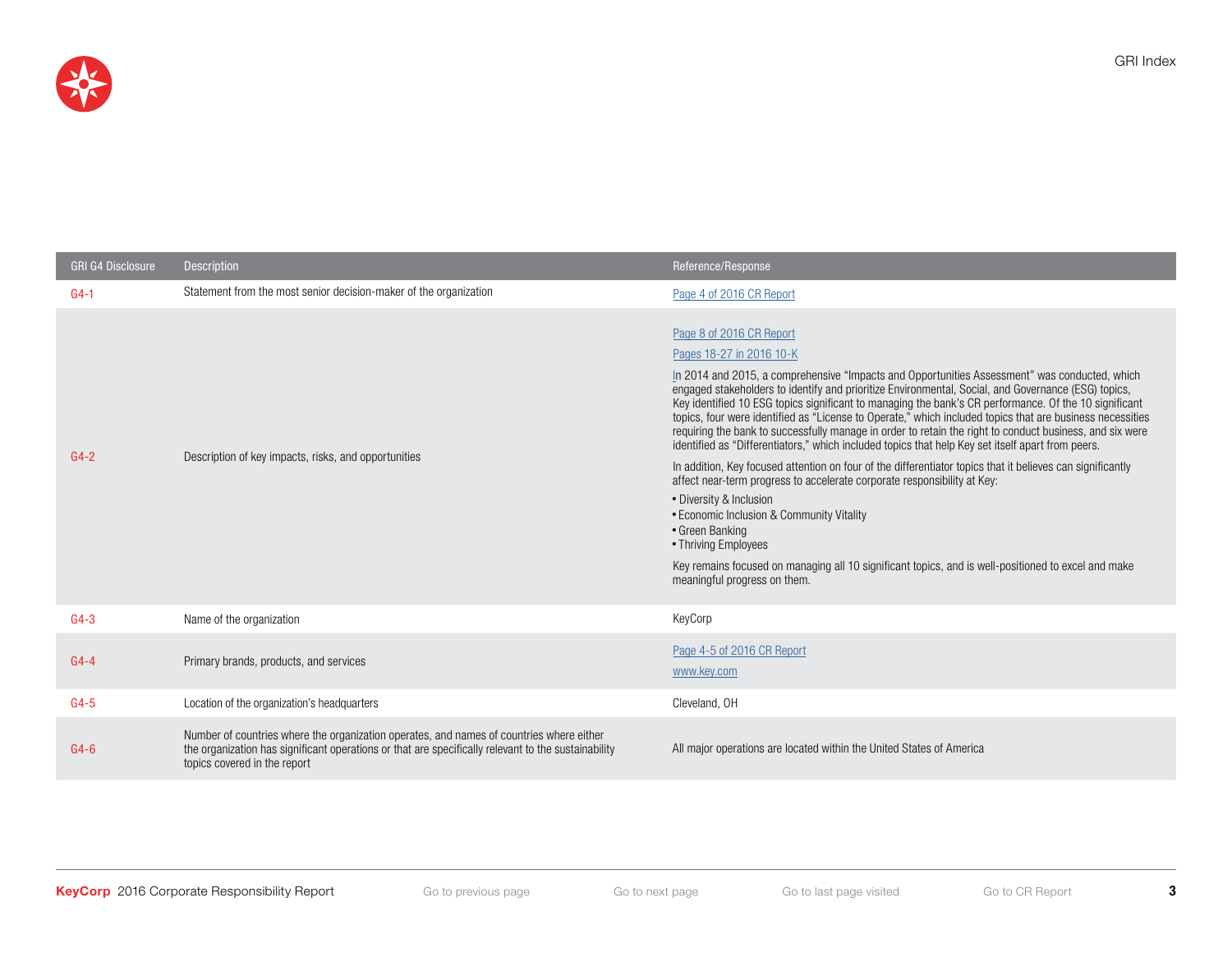| GRI G4 Disclosure | Description | Reference/Response |
| --- | --- | --- |
| G4-1 | Statement from the most senior decision-maker of the organization | Page 4 of 2016 CR Report |
| G4-2 | Description of key impacts, risks, and opportunities | Page 8 of 2016 CR Report<br>Pages 18-27 in 2016 10-K<br>In 2014 and 2015, a comprehensive “Impacts and Opportunities Assessment” was conducted, which engaged stakeholders to identify and prioritize Environmental, Social, and Governance (ESG) topics, Key identified 10 ESG topics significant to managing the bank's CR performance. Of the 10 significant topics, four were identified as “License to Operate,” which included topics that are business necessities requiring the bank to successfully manage in order to retain the right to conduct business, and six were identified as “Differentiators,” which included topics that help Key set itself apart from peers.<br>In addition, Key focused attention on four of the differentiator topics that it believes can significantly affect near-term progress to accelerate corporate responsibility at Key:<br>• Diversity & Inclusion<br>• Economic Inclusion & Community Vitality<br>• Green Banking<br>• Thriving Employees<br>Key remains focused on managing all 10 significant topics, and is well-positioned to excel and make meaningful progress on them. |
| G4-3 | Name of the organization | KeyCorp |
| G4-4 | Primary brands, products, and services | Page 4-5 of 2016 CR Report<br>www.key.com |
| G4-5 | Location of the organization's headquarters | Cleveland, OH |
| G4-6 | Number of countries where the organization operates, and names of countries where either the organization has significant operations or that are specifically relevant to the sustainability topics covered in the report | All major operations are located within the United States of America |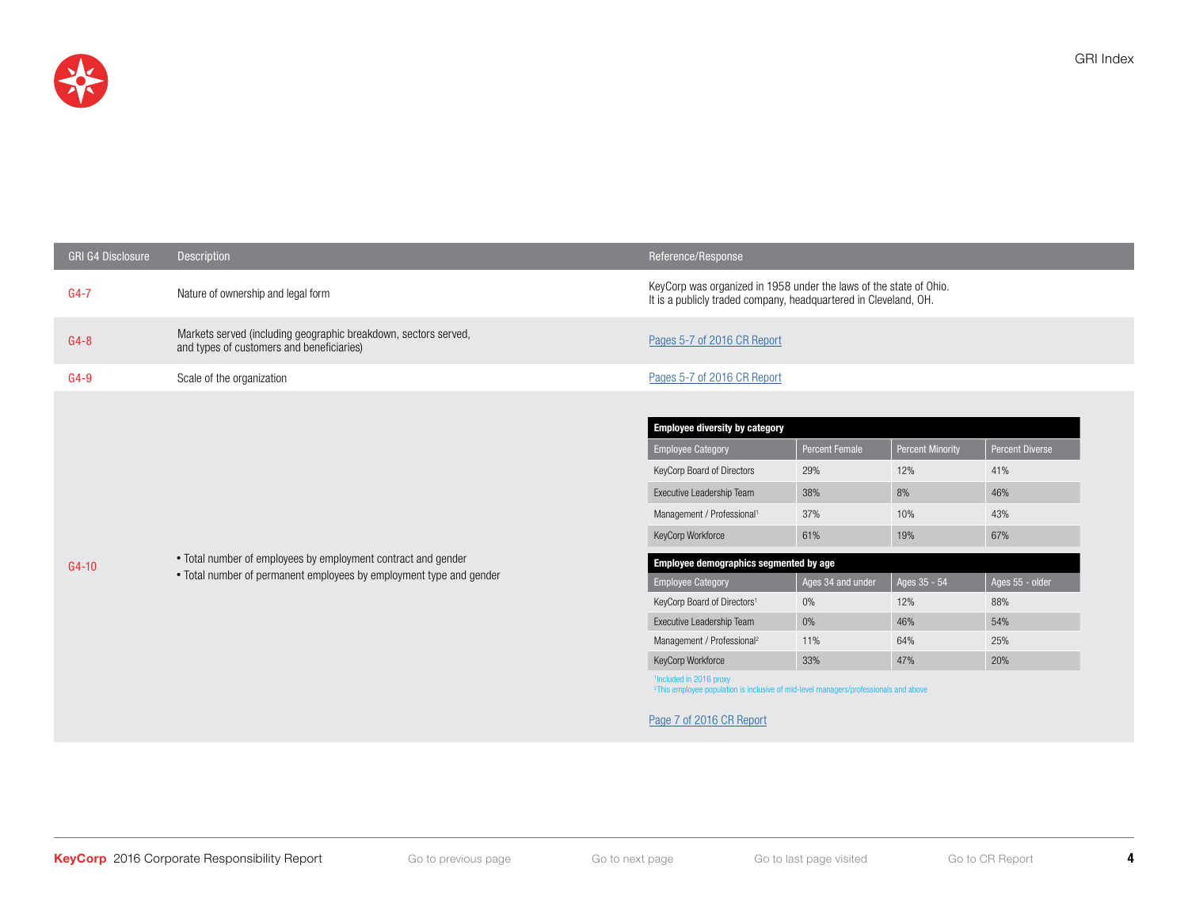| GRI G4 Disclosure | Description | Reference/Response |
|---|---|---|
| G4-7 | Nature of ownership and legal form | KeyCorp was organized in 1958 under the laws of the state of Ohio. It is a publicly traded company, headquartered in Cleveland, OH. |
| G4-8 | Markets served (including geographic breakdown, sectors served, and types of customers and beneficiaries) | Pages 5-7 of 2016 CR Report |
| G4-9 | Scale of the organization | Pages 5-7 of 2016 CR Report |
| G4-10 | • Total number of employees by employment contract and gender<br>• Total number of permanent employees by employment type and gender | See tables below; Page 7 of 2016 CR Report |

**Employee diversity by category**

| Employee Category | Percent Female | Percent Minority | Percent Diverse |
|---|---|---|---|
| KeyCorp Board of Directors | 29% | 12% | 41% |
| Executive Leadership Team | 38% | 8% | 46% |
| Management / Professional[1] | 37% | 10% | 43% |
| KeyCorp Workforce | 61% | 19% | 67% |

**Employee demographics segmented by age**

| Employee Category | Ages 34 and under | Ages 35 - 54 | Ages 55 - older |
|---|---|---|---|
| KeyCorp Board of Directors[1] | 0% | 12% | 88% |
| Executive Leadership Team | 0% | 46% | 54% |
| Management / Professional[2] | 11% | 64% | 25% |
| KeyCorp Workforce | 33% | 47% | 20% |

[1] Included in 2016 proxy
[2] This employee population is inclusive of mid-level managers/professionals and above

Page 7 of 2016 CR Report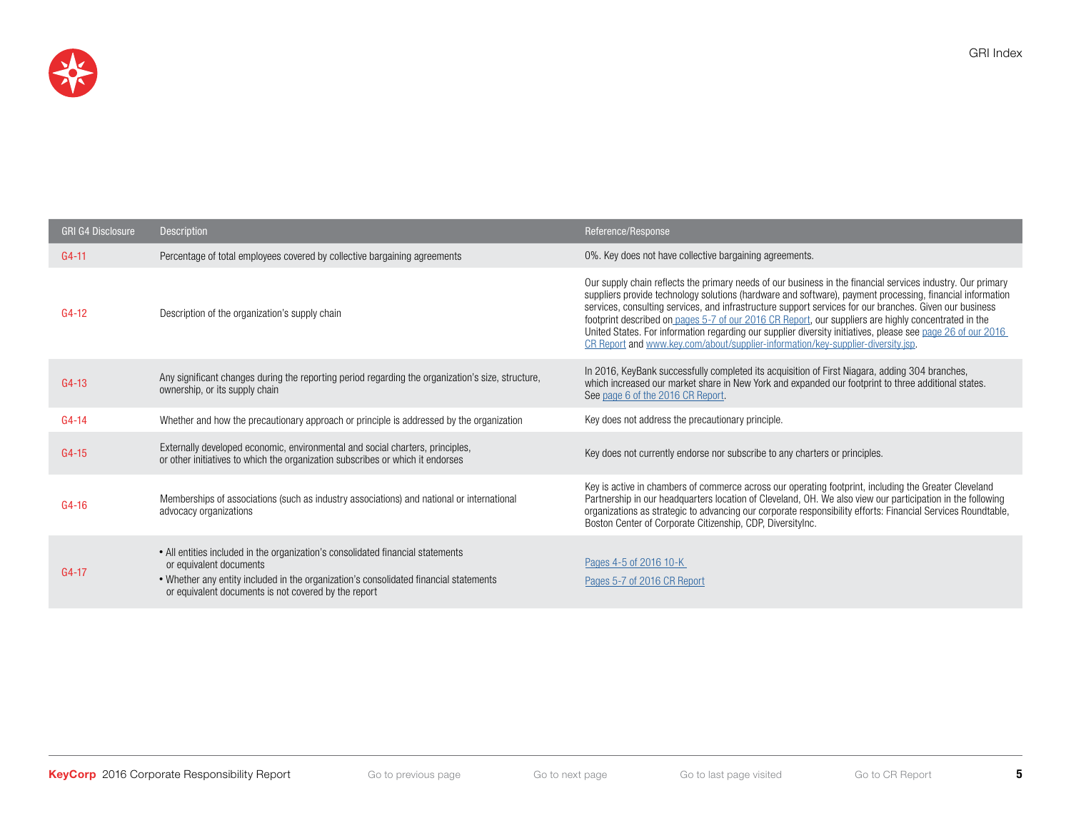| GRI G4 Disclosure | Description | Reference/Response |
|---|---|---|
| G4-11 | Percentage of total employees covered by collective bargaining agreements | 0%. Key does not have collective bargaining agreements. |
| G4-12 | Description of the organization's supply chain | Our supply chain reflects the primary needs of our business in the financial services industry. Our primary suppliers provide technology solutions (hardware and software), payment processing, financial information services, consulting services, and infrastructure support services for our branches. Given our business footprint described on pages 5-7 of our 2016 CR Report, our suppliers are highly concentrated in the United States. For information regarding our supplier diversity initiatives, please see page 26 of our 2016 CR Report and www.key.com/about/supplier-information/key-supplier-diversity.jsp. |
| G4-13 | Any significant changes during the reporting period regarding the organization's size, structure, ownership, or its supply chain | In 2016, KeyBank successfully completed its acquisition of First Niagara, adding 304 branches, which increased our market share in New York and expanded our footprint to three additional states. See page 6 of the 2016 CR Report. |
| G4-14 | Whether and how the precautionary approach or principle is addressed by the organization | Key does not address the precautionary principle. |
| G4-15 | Externally developed economic, environmental and social charters, principles, or other initiatives to which the organization subscribes or which it endorses | Key does not currently endorse nor subscribe to any charters or principles. |
| G4-16 | Memberships of associations (such as industry associations) and national or international advocacy organizations | Key is active in chambers of commerce across our operating footprint, including the Greater Cleveland Partnership in our headquarters location of Cleveland, OH. We also view our participation in the following organizations as strategic to advancing our corporate responsibility efforts: Financial Services Roundtable, Boston Center of Corporate Citizenship, CDP, DiversityInc. |
| G4-17 | • All entities included in the organization's consolidated financial statements or equivalent documents<br>• Whether any entity included in the organization's consolidated financial statements or equivalent documents is not covered by the report | Pages 4-5 of 2016 10-K<br>Pages 5-7 of 2016 CR Report |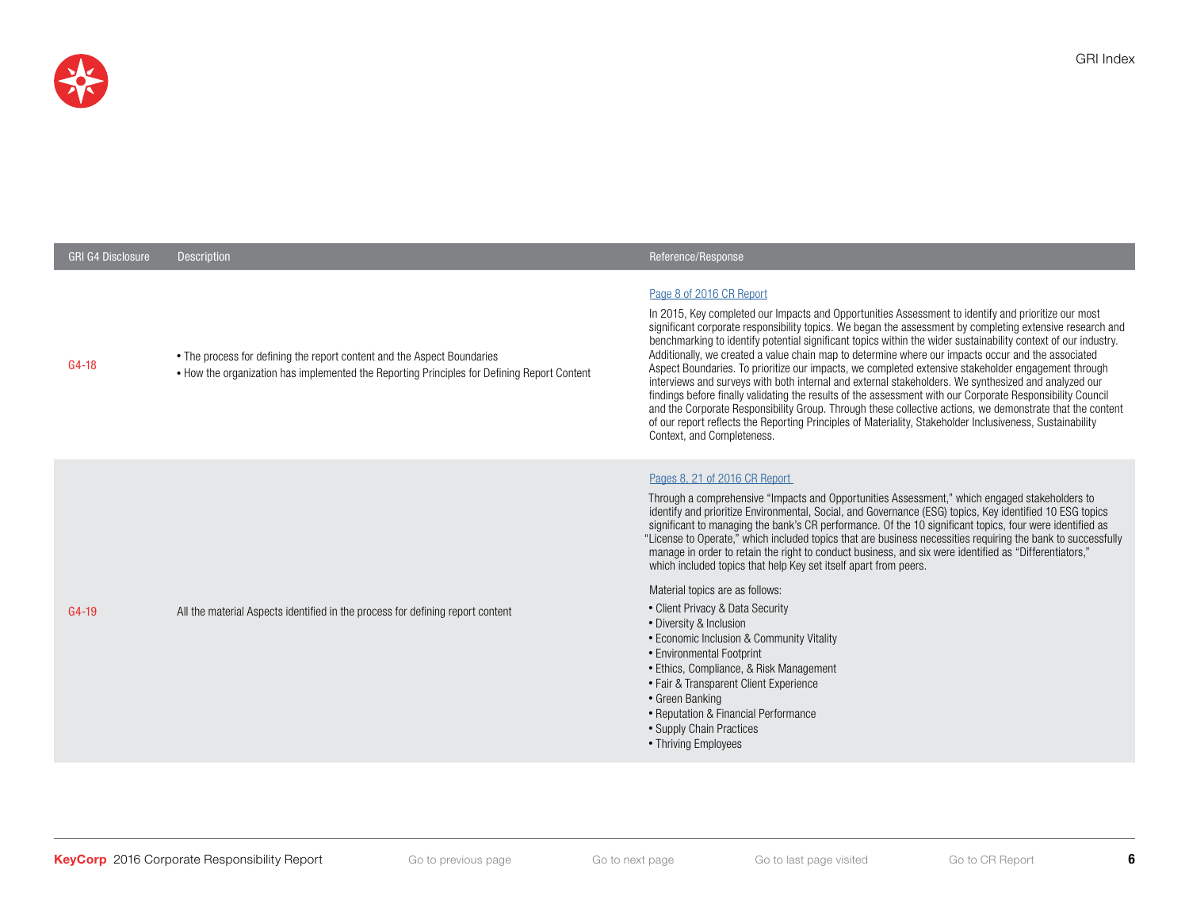| GRI G4 Disclosure | Description | Reference/Response |
|---|---|---|
| G4-18 | • The process for defining the report content and the Aspect Boundaries<br>• How the organization has implemented the Reporting Principles for Defining Report Content | Page 8 of 2016 CR Report<br><br>In 2015, Key completed our Impacts and Opportunities Assessment to identify and prioritize our most significant corporate responsibility topics. We began the assessment by completing extensive research and benchmarking to identify potential significant topics within the wider sustainability context of our industry. Additionally, we created a value chain map to determine where our impacts occur and the associated Aspect Boundaries. To prioritize our impacts, we completed extensive stakeholder engagement through interviews and surveys with both internal and external stakeholders. We synthesized and analyzed our findings before finally validating the results of the assessment with our Corporate Responsibility Council and the Corporate Responsibility Group. Through these collective actions, we demonstrate that the content of our report reflects the Reporting Principles of Materiality, Stakeholder Inclusiveness, Sustainability Context, and Completeness. |
| G4-19 | All the material Aspects identified in the process for defining report content | Pages 8, 21 of 2016 CR Report<br><br>Through a comprehensive "Impacts and Opportunities Assessment," which engaged stakeholders to identify and prioritize Environmental, Social, and Governance (ESG) topics, Key identified 10 ESG topics significant to managing the bank's CR performance. Of the 10 significant topics, four were identified as "License to Operate," which included topics that are business necessities requiring the bank to successfully manage in order to retain the right to conduct business, and six were identified as "Differentiators," which included topics that help Key set itself apart from peers.<br><br>Material topics are as follows:<br>• Client Privacy & Data Security<br>• Diversity & Inclusion<br>• Economic Inclusion & Community Vitality<br>• Environmental Footprint<br>• Ethics, Compliance, & Risk Management<br>• Fair & Transparent Client Experience<br>• Green Banking<br>• Reputation & Financial Performance<br>• Supply Chain Practices<br>• Thriving Employees |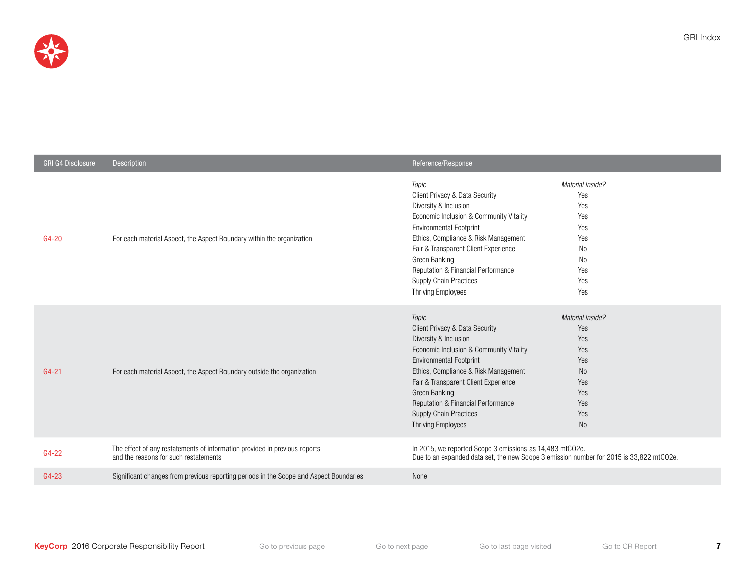| GRI G4 Disclosure | Description | Reference/Response | |
|---|---|---|---|
| G4-20 | For each material Aspect, the Aspect Boundary within the organization | *Topic* | *Material Inside?* |
| | | Client Privacy & Data Security | Yes |
| | | Diversity & Inclusion | Yes |
| | | Economic Inclusion & Community Vitality | Yes |
| | | Environmental Footprint | Yes |
| | | Ethics, Compliance & Risk Management | Yes |
| | | Fair & Transparent Client Experience | No |
| | | Green Banking | No |
| | | Reputation & Financial Performance | Yes |
| | | Supply Chain Practices | Yes |
| | | Thriving Employees | Yes |
| G4-21 | For each material Aspect, the Aspect Boundary outside the organization | *Topic* | *Material Inside?* |
| | | Client Privacy & Data Security | Yes |
| | | Diversity & Inclusion | Yes |
| | | Economic Inclusion & Community Vitality | Yes |
| | | Environmental Footprint | Yes |
| | | Ethics, Compliance & Risk Management | No |
| | | Fair & Transparent Client Experience | Yes |
| | | Green Banking | Yes |
| | | Reputation & Financial Performance | Yes |
| | | Supply Chain Practices | Yes |
| | | Thriving Employees | No |
| G4-22 | The effect of any restatements of information provided in previous reports and the reasons for such restatements | In 2015, we reported Scope 3 emissions as 14,483 mtCO2e. Due to an expanded data set, the new Scope 3 emission number for 2015 is 33,822 mtCO2e. | |
| G4-23 | Significant changes from previous reporting periods in the Scope and Aspect Boundaries | None | |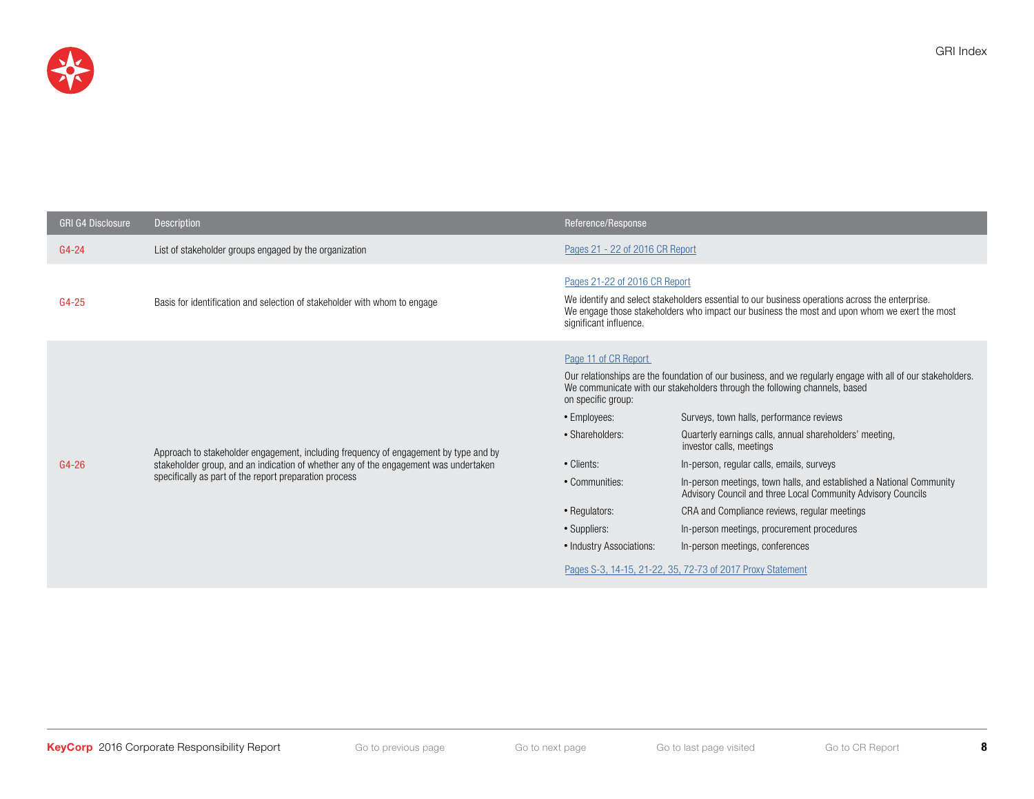| GRI G4 Disclosure | Description | Reference/Response |
|---|---|---|
| G4-24 | List of stakeholder groups engaged by the organization | Pages 21 - 22 of 2016 CR Report |
| G4-25 | Basis for identification and selection of stakeholder with whom to engage | Pages 21-22 of 2016 CR Report<br><br>We identify and select stakeholders essential to our business operations across the enterprise. We engage those stakeholders who impact our business the most and upon whom we exert the most significant influence. |
| G4-26 | Approach to stakeholder engagement, including frequency of engagement by type and by stakeholder group, and an indication of whether any of the engagement was undertaken specifically as part of the report preparation process | Page 11 of CR Report<br><br>Our relationships are the foundation of our business, and we regularly engage with all of our stakeholders. We communicate with our stakeholders through the following channels, based on specific group:<br><br>• Employees: Surveys, town halls, performance reviews<br>• Shareholders: Quarterly earnings calls, annual shareholders' meeting, investor calls, meetings<br>• Clients: In-person, regular calls, emails, surveys<br>• Communities: In-person meetings, town halls, and established a National Community Advisory Council and three Local Community Advisory Councils<br>• Regulators: CRA and Compliance reviews, regular meetings<br>• Suppliers: In-person meetings, procurement procedures<br>• Industry Associations: In-person meetings, conferences<br><br>Pages S-3, 14-15, 21-22, 35, 72-73 of 2017 Proxy Statement |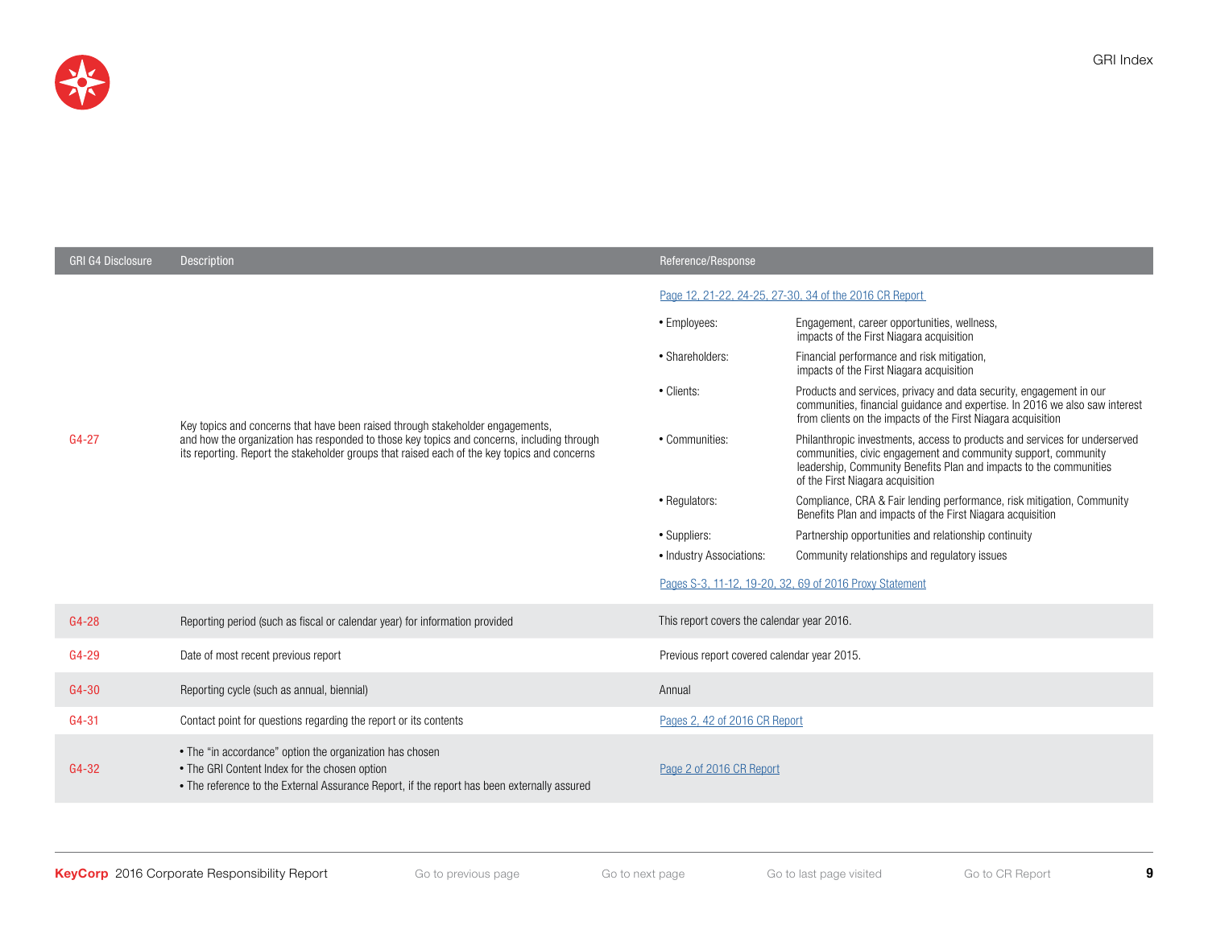| GRI G4 Disclosure | Description | Reference/Response |
|---|---|---|
| G4-27 | Key topics and concerns that have been raised through stakeholder engagements, and how the organization has responded to those key topics and concerns, including through its reporting. Report the stakeholder groups that raised each of the key topics and concerns | Page 12, 21-22, 24-25, 27-30, 34 of the 2016 CR Report<br>• Employees: Engagement, career opportunities, wellness, impacts of the First Niagara acquisition<br>• Shareholders: Financial performance and risk mitigation, impacts of the First Niagara acquisition<br>• Clients: Products and services, privacy and data security, engagement in our communities, financial guidance and expertise. In 2016 we also saw interest from clients on the impacts of the First Niagara acquisition<br>• Communities: Philanthropic investments, access to products and services for underserved communities, civic engagement and community support, community leadership, Community Benefits Plan and impacts to the communities of the First Niagara acquisition<br>• Regulators: Compliance, CRA & Fair lending performance, risk mitigation, Community Benefits Plan and impacts of the First Niagara acquisition<br>• Suppliers: Partnership opportunities and relationship continuity<br>• Industry Associations: Community relationships and regulatory issues<br>Pages S-3, 11-12, 19-20, 32, 69 of 2016 Proxy Statement |
| G4-28 | Reporting period (such as fiscal or calendar year) for information provided | This report covers the calendar year 2016. |
| G4-29 | Date of most recent previous report | Previous report covered calendar year 2015. |
| G4-30 | Reporting cycle (such as annual, biennial) | Annual |
| G4-31 | Contact point for questions regarding the report or its contents | Pages 2, 42 of 2016 CR Report |
| G4-32 | • The "in accordance" option the organization has chosen<br>• The GRI Content Index for the chosen option<br>• The reference to the External Assurance Report, if the report has been externally assured | Page 2 of 2016 CR Report |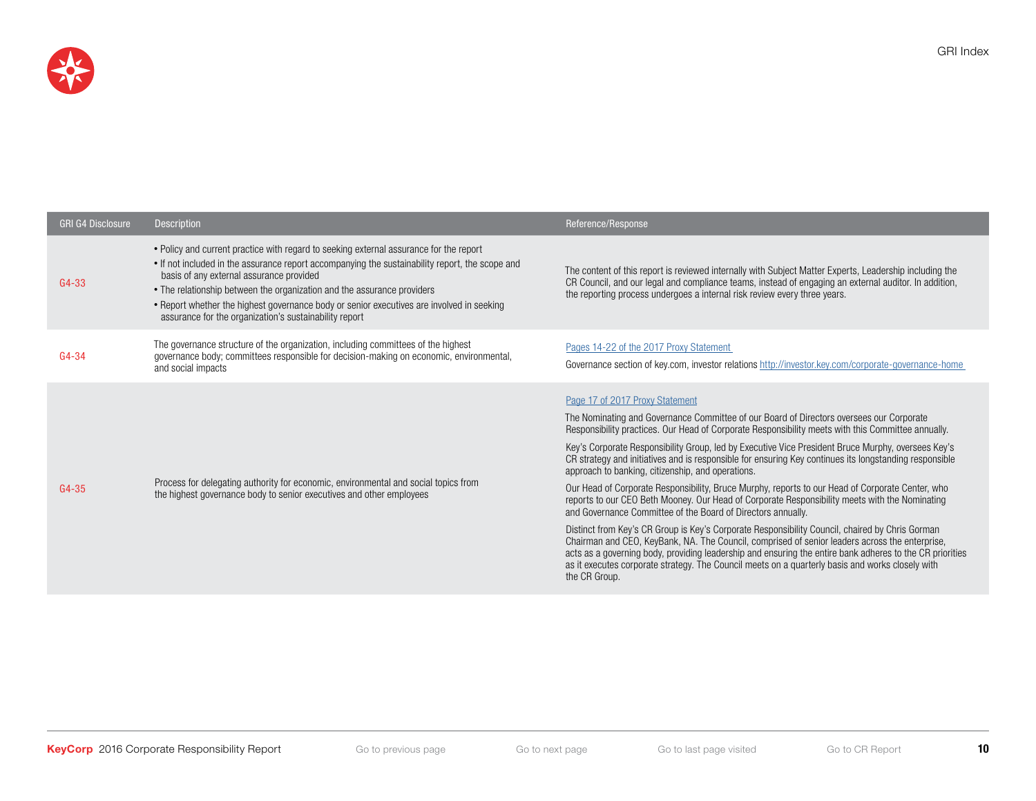| GRI G4 Disclosure | Description | Reference/Response |
|---|---|---|
| G4-33 | • Policy and current practice with regard to seeking external assurance for the report<br>• If not included in the assurance report accompanying the sustainability report, the scope and basis of any external assurance provided<br>• The relationship between the organization and the assurance providers<br>• Report whether the highest governance body or senior executives are involved in seeking assurance for the organization's sustainability report | The content of this report is reviewed internally with Subject Matter Experts, Leadership including the CR Council, and our legal and compliance teams, instead of engaging an external auditor. In addition, the reporting process undergoes a internal risk review every three years. |
| G4-34 | The governance structure of the organization, including committees of the highest governance body; committees responsible for decision-making on economic, environmental, and social impacts | Pages 14-22 of the 2017 Proxy Statement<br><br>Governance section of key.com, investor relations http://investor.key.com/corporate-governance-home |
| G4-35 | Process for delegating authority for economic, environmental and social topics from the highest governance body to senior executives and other employees | Page 17 of 2017 Proxy Statement<br><br>The Nominating and Governance Committee of our Board of Directors oversees our Corporate Responsibility practices. Our Head of Corporate Responsibility meets with this Committee annually.<br><br>Key's Corporate Responsibility Group, led by Executive Vice President Bruce Murphy, oversees Key's CR strategy and initiatives and is responsible for ensuring Key continues its longstanding responsible approach to banking, citizenship, and operations.<br><br>Our Head of Corporate Responsibility, Bruce Murphy, reports to our Head of Corporate Center, who reports to our CEO Beth Mooney. Our Head of Corporate Responsibility meets with the Nominating and Governance Committee of the Board of Directors annually.<br><br>Distinct from Key's CR Group is Key's Corporate Responsibility Council, chaired by Chris Gorman Chairman and CEO, KeyBank, NA. The Council, comprised of senior leaders across the enterprise, acts as a governing body, providing leadership and ensuring the entire bank adheres to the CR priorities as it executes corporate strategy. The Council meets on a quarterly basis and works closely with the CR Group. |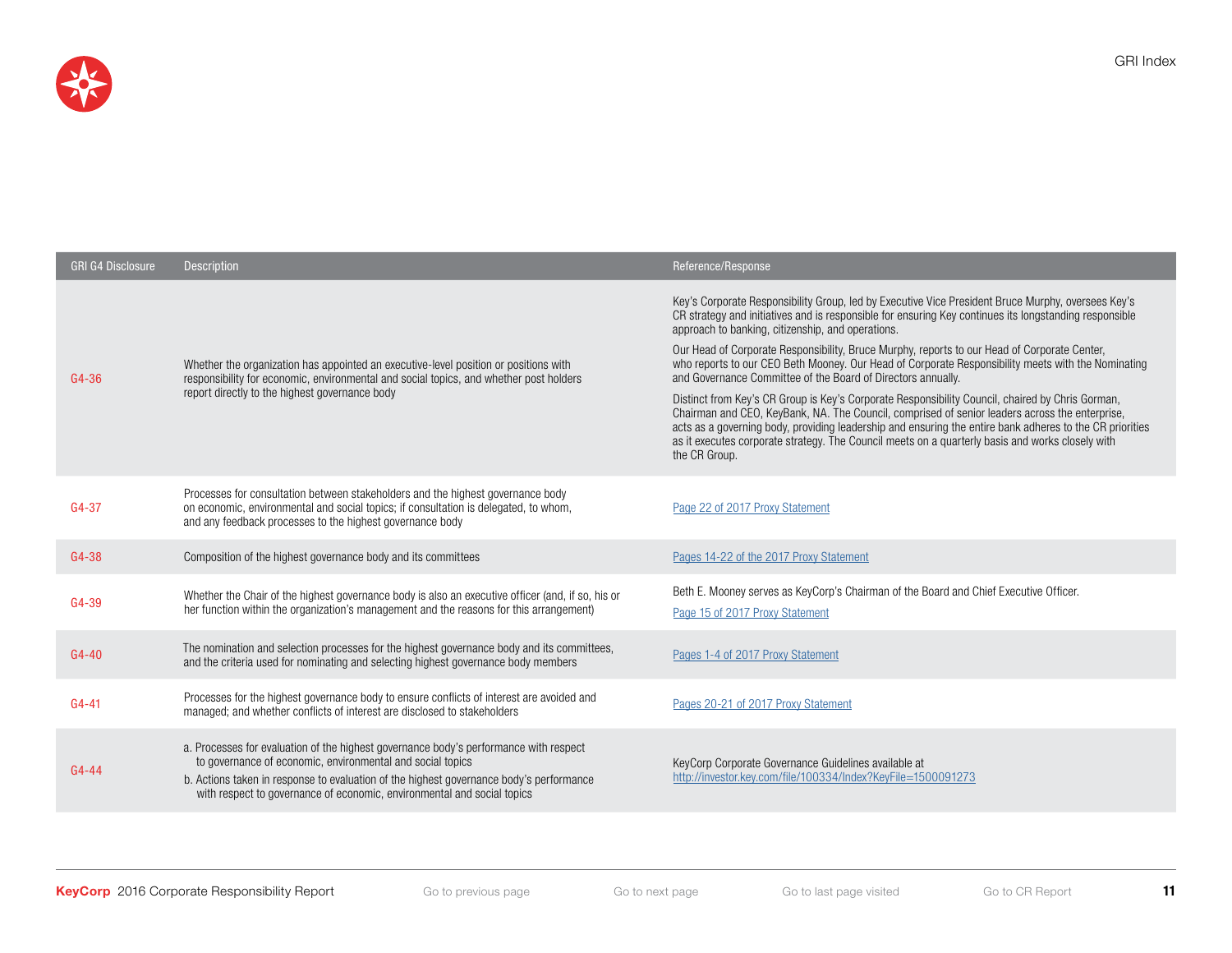| GRI G4 Disclosure | Description | Reference/Response |
|---|---|---|
| G4-36 | Whether the organization has appointed an executive-level position or positions with responsibility for economic, environmental and social topics, and whether post holders report directly to the highest governance body | Key's Corporate Responsibility Group, led by Executive Vice President Bruce Murphy, oversees Key's CR strategy and initiatives and is responsible for ensuring Key continues its longstanding responsible approach to banking, citizenship, and operations.<br><br>Our Head of Corporate Responsibility, Bruce Murphy, reports to our Head of Corporate Center, who reports to our CEO Beth Mooney. Our Head of Corporate Responsibility meets with the Nominating and Governance Committee of the Board of Directors annually.<br><br>Distinct from Key's CR Group is Key's Corporate Responsibility Council, chaired by Chris Gorman, Chairman and CEO, KeyBank, NA. The Council, comprised of senior leaders across the enterprise, acts as a governing body, providing leadership and ensuring the entire bank adheres to the CR priorities as it executes corporate strategy. The Council meets on a quarterly basis and works closely with the CR Group. |
| G4-37 | Processes for consultation between stakeholders and the highest governance body on economic, environmental and social topics; if consultation is delegated, to whom, and any feedback processes to the highest governance body | Page 22 of 2017 Proxy Statement |
| G4-38 | Composition of the highest governance body and its committees | Pages 14-22 of the 2017 Proxy Statement |
| G4-39 | Whether the Chair of the highest governance body is also an executive officer (and, if so, his or her function within the organization's management and the reasons for this arrangement) | Beth E. Mooney serves as KeyCorp's Chairman of the Board and Chief Executive Officer.<br><br>Page 15 of 2017 Proxy Statement |
| G4-40 | The nomination and selection processes for the highest governance body and its committees, and the criteria used for nominating and selecting highest governance body members | Pages 1-4 of 2017 Proxy Statement |
| G4-41 | Processes for the highest governance body to ensure conflicts of interest are avoided and managed; and whether conflicts of interest are disclosed to stakeholders | Pages 20-21 of 2017 Proxy Statement |
| G4-44 | a. Processes for evaluation of the highest governance body's performance with respect to governance of economic, environmental and social topics<br>b. Actions taken in response to evaluation of the highest governance body's performance with respect to governance of economic, environmental and social topics | KeyCorp Corporate Governance Guidelines available at http://investor.key.com/file/100334/Index?KeyFile=1500091273 |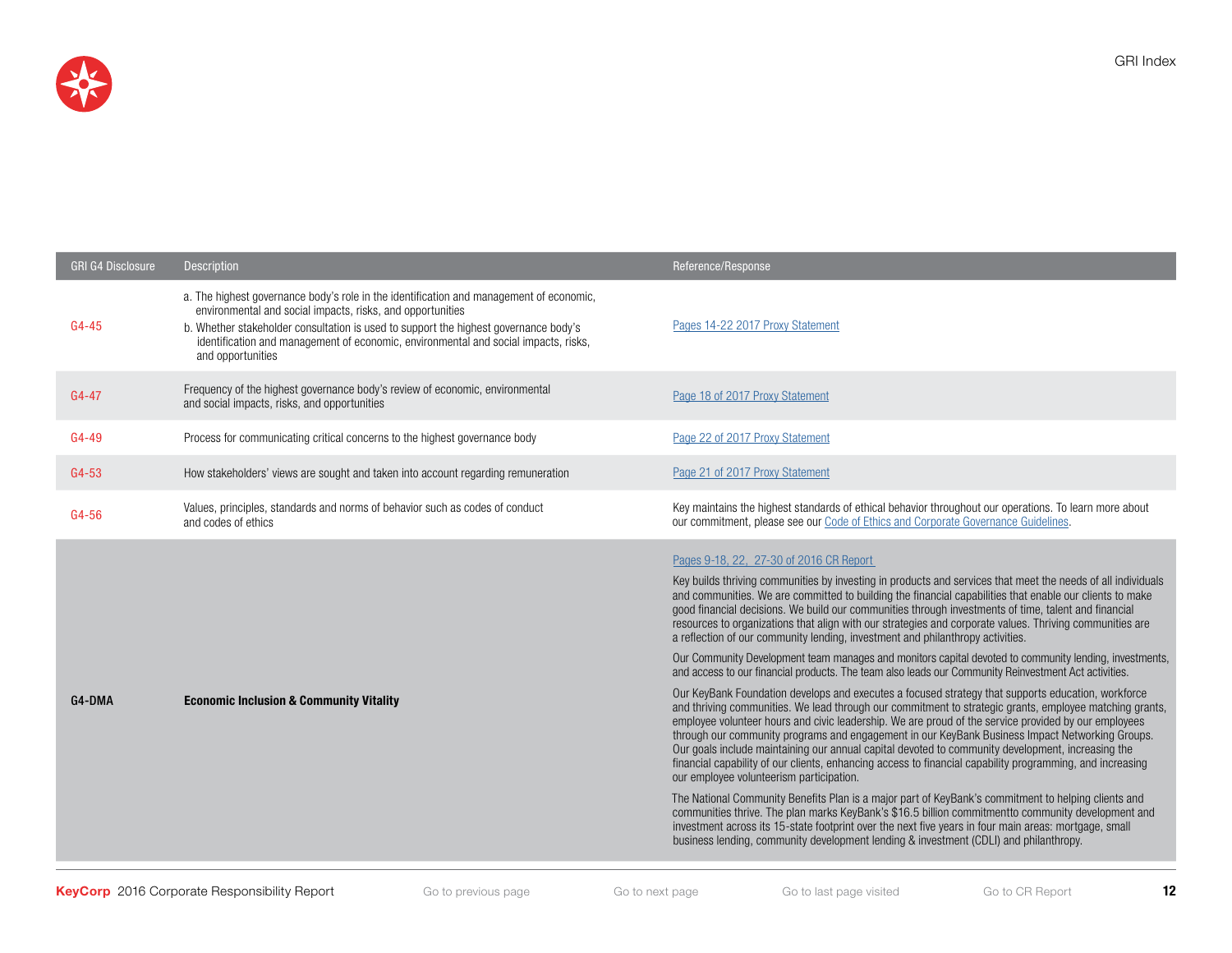| GRI G4 Disclosure | Description | Reference/Response |
|---|---|---|
| G4-45 | a. The highest governance body's role in the identification and management of economic, environmental and social impacts, risks, and opportunities<br>b. Whether stakeholder consultation is used to support the highest governance body's identification and management of economic, environmental and social impacts, risks, and opportunities | Pages 14-22 2017 Proxy Statement |
| G4-47 | Frequency of the highest governance body's review of economic, environmental and social impacts, risks, and opportunities | Page 18 of 2017 Proxy Statement |
| G4-49 | Process for communicating critical concerns to the highest governance body | Page 22 of 2017 Proxy Statement |
| G4-53 | How stakeholders' views are sought and taken into account regarding remuneration | Page 21 of 2017 Proxy Statement |
| G4-56 | Values, principles, standards and norms of behavior such as codes of conduct and codes of ethics | Key maintains the highest standards of ethical behavior throughout our operations. To learn more about our commitment, please see our Code of Ethics and Corporate Governance Guidelines. |
| **G4-DMA** | **Economic Inclusion & Community Vitality** | Pages 9-18, 22, 27-30 of 2016 CR Report<br><br>Key builds thriving communities by investing in products and services that meet the needs of all individuals and communities. We are committed to building the financial capabilities that enable our clients to make good financial decisions. We build our communities through investments of time, talent and financial resources to organizations that align with our strategies and corporate values. Thriving communities are a reflection of our community lending, investment and philanthropy activities.<br><br>Our Community Development team manages and monitors capital devoted to community lending, investments, and access to our financial products. The team also leads our Community Reinvestment Act activities.<br><br>Our KeyBank Foundation develops and executes a focused strategy that supports education, workforce and thriving communities. We lead through our commitment to strategic grants, employee matching grants, employee volunteer hours and civic leadership. We are proud of the service provided by our employees through our community programs and engagement in our KeyBank Business Impact Networking Groups. Our goals include maintaining our annual capital devoted to community development, increasing the financial capability of our clients, enhancing access to financial capability programming, and increasing our employee volunteerism participation.<br><br>The National Community Benefits Plan is a major part of KeyBank's commitment to helping clients and communities thrive. The plan marks KeyBank's $16.5 billion commitmentto community development and investment across its 15-state footprint over the next five years in four main areas: mortgage, small business lending, community development lending & investment (CDLI) and philanthropy. |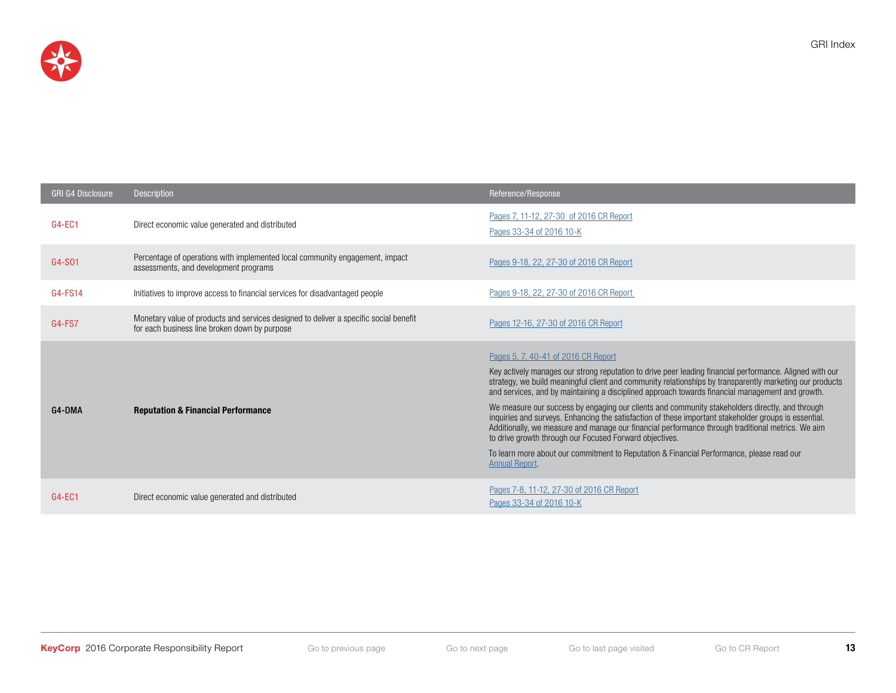| GRI G4 Disclosure | Description | Reference/Response |
|---|---|---|
| G4-EC1 | Direct economic value generated and distributed | Pages 7, 11-12, 27-30 of 2016 CR Report<br>Pages 33-34 of 2016 10-K |
| G4-SO1 | Percentage of operations with implemented local community engagement, impact assessments, and development programs | Pages 9-18, 22, 27-30 of 2016 CR Report |
| G4-FS14 | Initiatives to improve access to financial services for disadvantaged people | Pages 9-18, 22, 27-30 of 2016 CR Report |
| G4-FS7 | Monetary value of products and services designed to deliver a specific social benefit for each business line broken down by purpose | Pages 12-16, 27-30 of 2016 CR Report |
| **G4-DMA** | **Reputation & Financial Performance** | Pages 5, 7, 40-41 of 2016 CR Report<br>Key actively manages our strong reputation to drive peer leading financial performance. Aligned with our strategy, we build meaningful client and community relationships by transparently marketing our products and services, and by maintaining a disciplined approach towards financial management and growth.<br>We measure our success by engaging our clients and community stakeholders directly, and through inquiries and surveys. Enhancing the satisfaction of these important stakeholder groups is essential. Additionally, we measure and manage our financial performance through traditional metrics. We aim to drive growth through our Focused Forward objectives.<br>To learn more about our commitment to Reputation & Financial Performance, please read our Annual Report. |
| G4-EC1 | Direct economic value generated and distributed | Pages 7-8, 11-12, 27-30 of 2016 CR Report<br>Pages 33-34 of 2016 10-K |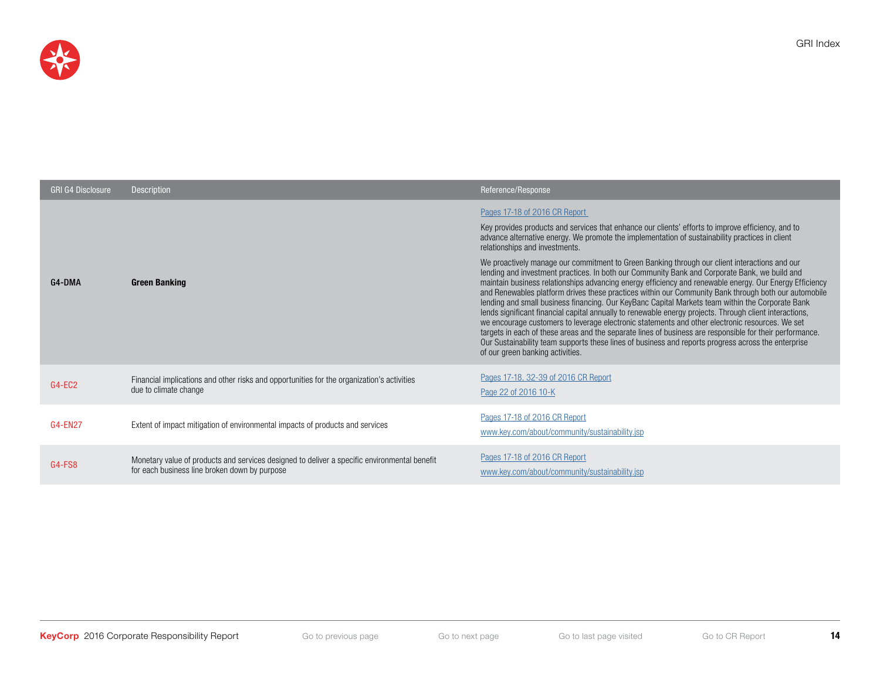| GRI G4 Disclosure | Description | Reference/Response |
|---|---|---|
| **G4-DMA** | **Green Banking** | Pages 17-18 of 2016 CR Report<br><br>Key provides products and services that enhance our clients' efforts to improve efficiency, and to advance alternative energy. We promote the implementation of sustainability practices in client relationships and investments.<br><br>We proactively manage our commitment to Green Banking through our client interactions and our lending and investment practices. In both our Community Bank and Corporate Bank, we build and maintain business relationships advancing energy efficiency and renewable energy. Our Energy Efficiency and Renewables platform drives these practices within our Community Bank through both our automobile lending and small business financing. Our KeyBanc Capital Markets team within the Corporate Bank lends significant financial capital annually to renewable energy projects. Through client interactions, we encourage customers to leverage electronic statements and other electronic resources. We set targets in each of these areas and the separate lines of business are responsible for their performance. Our Sustainability team supports these lines of business and reports progress across the enterprise of our green banking activities. |
| G4-EC2 | Financial implications and other risks and opportunities for the organization's activities due to climate change | Pages 17-18, 32-39 of 2016 CR Report<br><br>Page 22 of 2016 10-K |
| G4-EN27 | Extent of impact mitigation of environmental impacts of products and services | Pages 17-18 of 2016 CR Report<br><br>www.key.com/about/community/sustainability.jsp |
| G4-FS8 | Monetary value of products and services designed to deliver a specific environmental benefit for each business line broken down by purpose | Pages 17-18 of 2016 CR Report<br><br>www.key.com/about/community/sustainability.jsp |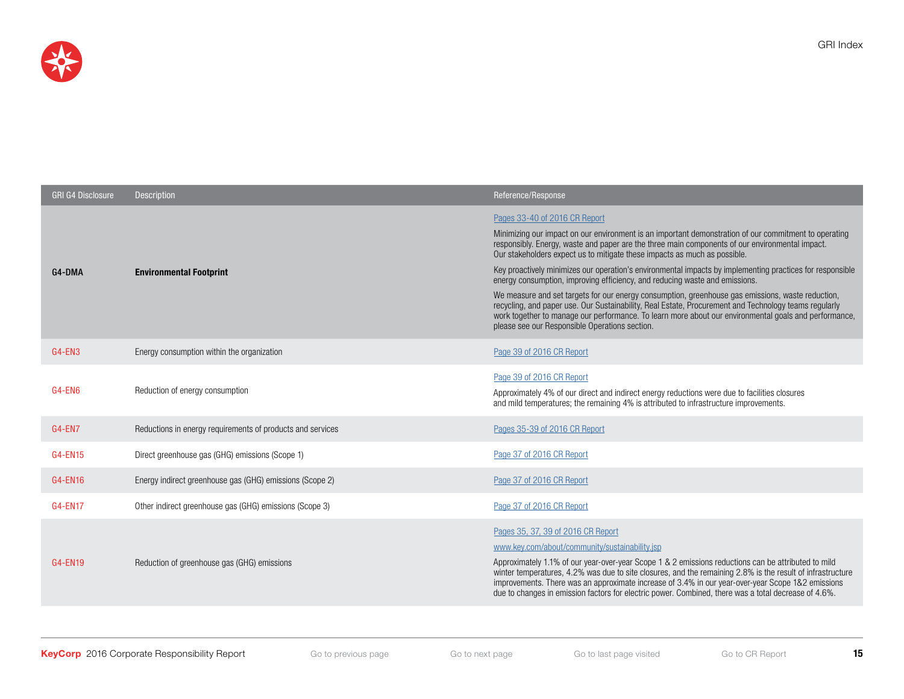| GRI G4 Disclosure | Description | Reference/Response |
|---|---|---|
| **G4-DMA** | **Environmental Footprint** | Pages 33-40 of 2016 CR Report<br><br>Minimizing our impact on our environment is an important demonstration of our commitment to operating responsibly. Energy, waste and paper are the three main components of our environmental impact. Our stakeholders expect us to mitigate these impacts as much as possible.<br><br>Key proactively minimizes our operation's environmental impacts by implementing practices for responsible energy consumption, improving efficiency, and reducing waste and emissions.<br><br>We measure and set targets for our energy consumption, greenhouse gas emissions, waste reduction, recycling, and paper use. Our Sustainability, Real Estate, Procurement and Technology teams regularly work together to manage our performance. To learn more about our environmental goals and performance, please see our Responsible Operations section. |
| G4-EN3 | Energy consumption within the organization | Page 39 of 2016 CR Report |
| G4-EN6 | Reduction of energy consumption | Page 39 of 2016 CR Report<br><br>Approximately 4% of our direct and indirect energy reductions were due to facilities closures and mild temperatures; the remaining 4% is attributed to infrastructure improvements. |
| G4-EN7 | Reductions in energy requirements of products and services | Pages 35-39 of 2016 CR Report |
| G4-EN15 | Direct greenhouse gas (GHG) emissions (Scope 1) | Page 37 of 2016 CR Report |
| G4-EN16 | Energy indirect greenhouse gas (GHG) emissions (Scope 2) | Page 37 of 2016 CR Report |
| G4-EN17 | Other indirect greenhouse gas (GHG) emissions (Scope 3) | Page 37 of 2016 CR Report |
| G4-EN19 | Reduction of greenhouse gas (GHG) emissions | Pages 35, 37, 39 of 2016 CR Report<br><br>www.key.com/about/community/sustainability.jsp<br><br>Approximately 1.1% of our year-over-year Scope 1 & 2 emissions reductions can be attributed to mild winter temperatures, 4.2% was due to site closures, and the remaining 2.8% is the result of infrastructure improvements. There was an approximate increase of 3.4% in our year-over-year Scope 1&2 emissions due to changes in emission factors for electric power. Combined, there was a total decrease of 4.6%. |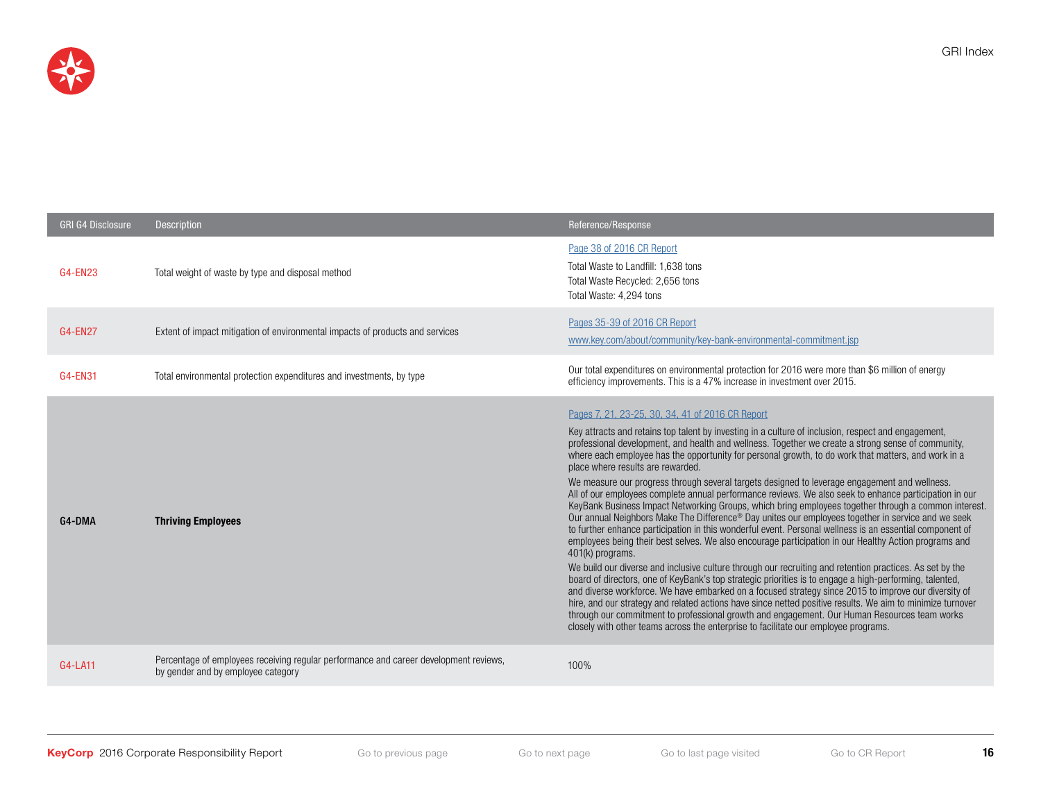| GRI G4 Disclosure | Description | Reference/Response |
| --- | --- | --- |
| G4-EN23 | Total weight of waste by type and disposal method | Page 38 of 2016 CR Report<br>Total Waste to Landfill: 1,638 tons<br>Total Waste Recycled: 2,656 tons<br>Total Waste: 4,294 tons |
| G4-EN27 | Extent of impact mitigation of environmental impacts of products and services | Pages 35-39 of 2016 CR Report<br>www.key.com/about/community/key-bank-environmental-commitment.jsp |
| G4-EN31 | Total environmental protection expenditures and investments, by type | Our total expenditures on environmental protection for 2016 were more than $6 million of energy efficiency improvements. This is a 47% increase in investment over 2015. |
| **G4-DMA** | **Thriving Employees** | Pages 7, 21, 23-25, 30, 34, 41 of 2016 CR Report<br>Key attracts and retains top talent by investing in a culture of inclusion, respect and engagement, professional development, and health and wellness. Together we create a strong sense of community, where each employee has the opportunity for personal growth, to do work that matters, and work in a place where results are rewarded.<br>We measure our progress through several targets designed to leverage engagement and wellness. All of our employees complete annual performance reviews. We also seek to enhance participation in our KeyBank Business Impact Networking Groups, which bring employees together through a common interest. Our annual Neighbors Make The Difference® Day unites our employees together in service and we seek to further enhance participation in this wonderful event. Personal wellness is an essential component of employees being their best selves. We also encourage participation in our Healthy Action programs and 401(k) programs.<br>We build our diverse and inclusive culture through our recruiting and retention practices. As set by the board of directors, one of KeyBank's top strategic priorities is to engage a high-performing, talented, and diverse workforce. We have embarked on a focused strategy since 2015 to improve our diversity of hire, and our strategy and related actions have since netted positive results. We aim to minimize turnover through our commitment to professional growth and engagement. Our Human Resources team works closely with other teams across the enterprise to facilitate our employee programs. |
| G4-LA11 | Percentage of employees receiving regular performance and career development reviews, by gender and by employee category | 100% |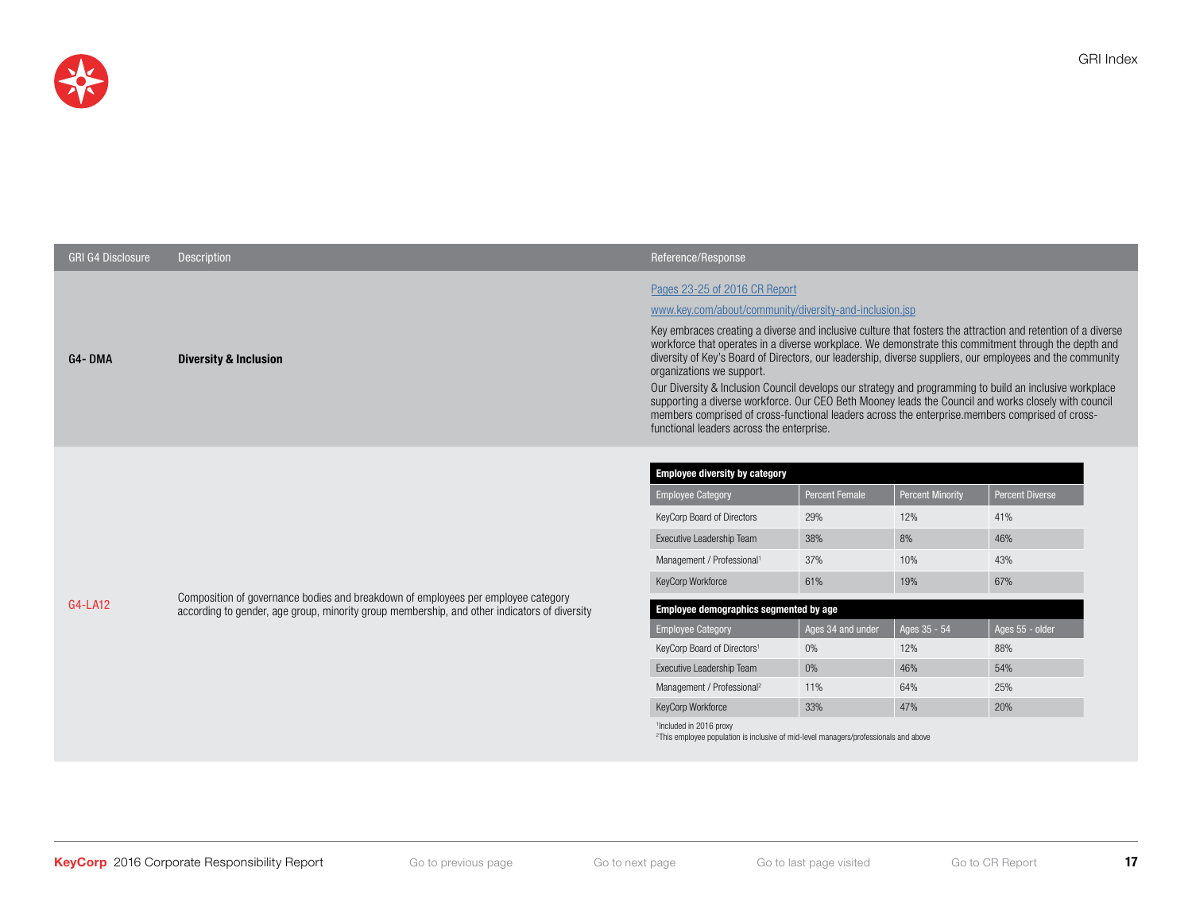| GRI G4 Disclosure | Description | Reference/Response |
|---|---|---|
| G4- DMA | **Diversity & Inclusion** | Pages 23-25 of 2016 CR Report<br>www.key.com/about/community/diversity-and-inclusion.jsp<br>Key embraces creating a diverse and inclusive culture that fosters the attraction and retention of a diverse workforce that operates in a diverse workplace. We demonstrate this commitment through the depth and diversity of Key's Board of Directors, our leadership, diverse suppliers, our employees and the community organizations we support.<br>Our Diversity & Inclusion Council develops our strategy and programming to build an inclusive workplace supporting a diverse workforce. Our CEO Beth Mooney leads the Council and works closely with council members comprised of cross-functional leaders across the enterprise.members comprised of cross-functional leaders across the enterprise. |
| G4-LA12 | Composition of governance bodies and breakdown of employees per employee category according to gender, age group, minority group membership, and other indicators of diversity | See tables below |

**Employee diversity by category**

| Employee Category | Percent Female | Percent Minority | Percent Diverse |
|---|---|---|---|
| KeyCorp Board of Directors | 29% | 12% | 41% |
| Executive Leadership Team | 38% | 8% | 46% |
| Management / Professional[1] | 37% | 10% | 43% |
| KeyCorp Workforce | 61% | 19% | 67% |

**Employee demographics segmented by age**

| Employee Category | Ages 34 and under | Ages 35 - 54 | Ages 55 - older |
|---|---|---|---|
| KeyCorp Board of Directors[1] | 0% | 12% | 88% |
| Executive Leadership Team | 0% | 46% | 54% |
| Management / Professional[2] | 11% | 64% | 25% |
| KeyCorp Workforce | 33% | 47% | 20% |

[1]Included in 2016 proxy
[2]This employee population is inclusive of mid-level managers/professionals and above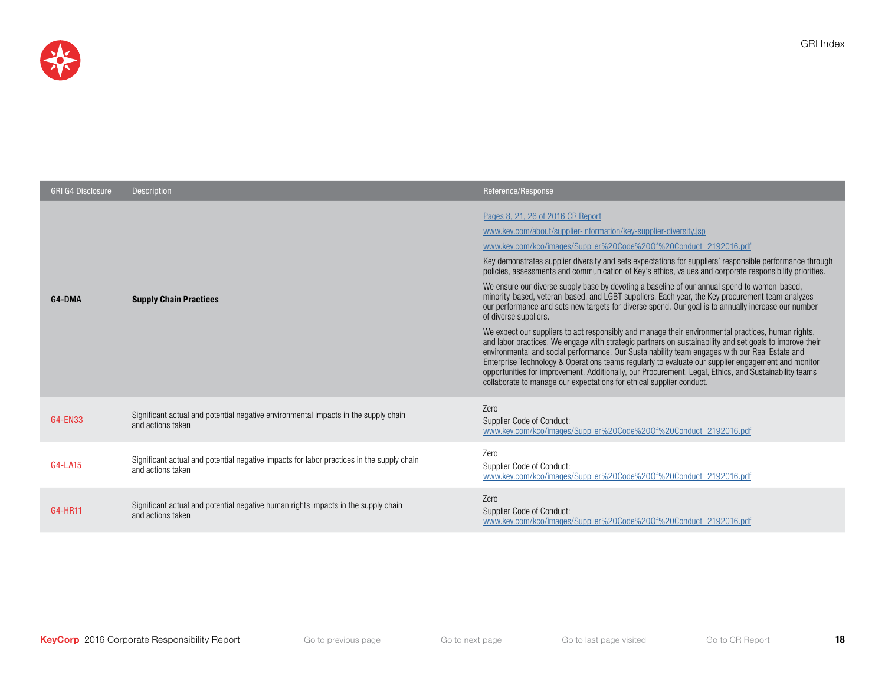| GRI G4 Disclosure | Description | Reference/Response |
| --- | --- | --- |
| **G4-DMA** | **Supply Chain Practices** | Pages 8, 21, 26 of 2016 CR Report<br>www.key.com/about/supplier-information/key-supplier-diversity.jsp<br>www.key.com/kco/images/Supplier%20Code%20Of%20Conduct_2192016.pdf<br>Key demonstrates supplier diversity and sets expectations for suppliers' responsible performance through policies, assessments and communication of Key's ethics, values and corporate responsibility priorities.<br>We ensure our diverse supply base by devoting a baseline of our annual spend to women-based, minority-based, veteran-based, and LGBT suppliers. Each year, the Key procurement team analyzes our performance and sets new targets for diverse spend. Our goal is to annually increase our number of diverse suppliers.<br>We expect our suppliers to act responsibly and manage their environmental practices, human rights, and labor practices. We engage with strategic partners on sustainability and set goals to improve their environmental and social performance. Our Sustainability team engages with our Real Estate and Enterprise Technology & Operations teams regularly to evaluate our supplier engagement and monitor opportunities for improvement. Additionally, our Procurement, Legal, Ethics, and Sustainability teams collaborate to manage our expectations for ethical supplier conduct. |
| G4-EN33 | Significant actual and potential negative environmental impacts in the supply chain and actions taken | Zero<br>Supplier Code of Conduct:<br>www.key.com/kco/images/Supplier%20Code%20Of%20Conduct_2192016.pdf |
| G4-LA15 | Significant actual and potential negative impacts for labor practices in the supply chain and actions taken | Zero<br>Supplier Code of Conduct:<br>www.key.com/kco/images/Supplier%20Code%20Of%20Conduct_2192016.pdf |
| G4-HR11 | Significant actual and potential negative human rights impacts in the supply chain and actions taken | Zero<br>Supplier Code of Conduct:<br>www.key.com/kco/images/Supplier%20Code%20Of%20Conduct_2192016.pdf |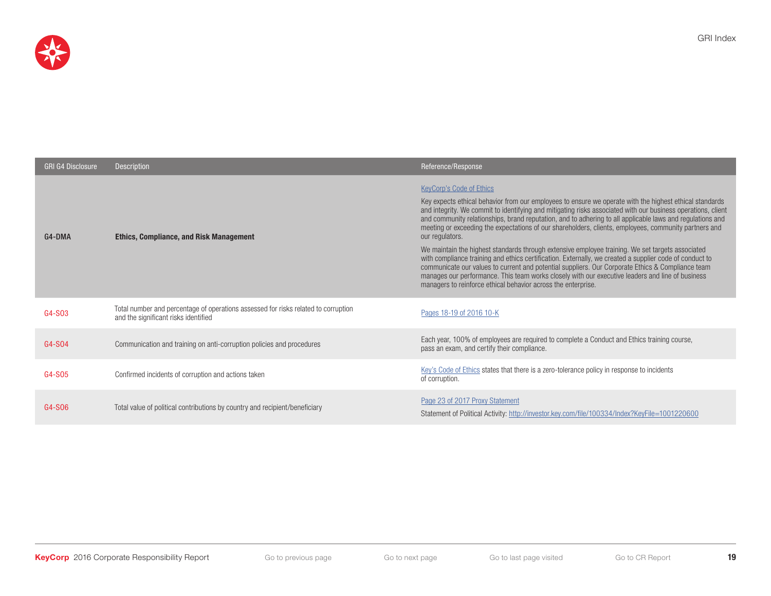| GRI G4 Disclosure | Description | Reference/Response |
|---|---|---|
| **G4-DMA** | **Ethics, Compliance, and Risk Management** | KeyCorp's Code of Ethics<br><br>Key expects ethical behavior from our employees to ensure we operate with the highest ethical standards and integrity. We commit to identifying and mitigating risks associated with our business operations, client and community relationships, brand reputation, and to adhering to all applicable laws and regulations and meeting or exceeding the expectations of our shareholders, clients, employees, community partners and our regulators.<br><br>We maintain the highest standards through extensive employee training. We set targets associated with compliance training and ethics certification. Externally, we created a supplier code of conduct to communicate our values to current and potential suppliers. Our Corporate Ethics & Compliance team manages our performance. This team works closely with our executive leaders and line of business managers to reinforce ethical behavior across the enterprise. |
| G4-SO3 | Total number and percentage of operations assessed for risks related to corruption and the significant risks identified | Pages 18-19 of 2016 10-K |
| G4-SO4 | Communication and training on anti-corruption policies and procedures | Each year, 100% of employees are required to complete a Conduct and Ethics training course, pass an exam, and certify their compliance. |
| G4-SO5 | Confirmed incidents of corruption and actions taken | Key's Code of Ethics states that there is a zero-tolerance policy in response to incidents of corruption. |
| G4-SO6 | Total value of political contributions by country and recipient/beneficiary | Page 23 of 2017 Proxy Statement<br><br>Statement of Political Activity: http://investor.key.com/file/100334/Index?KeyFile=1001220600 |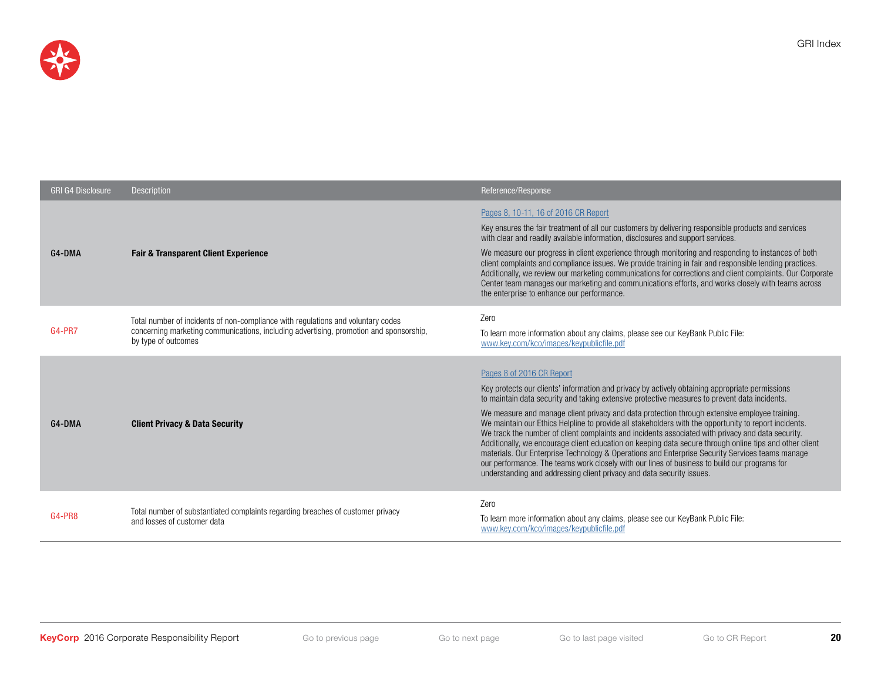| GRI G4 Disclosure | Description | Reference/Response |
|---|---|---|
| G4-DMA | **Fair & Transparent Client Experience** | Pages 8, 10-11, 16 of 2016 CR Report<br><br>Key ensures the fair treatment of all our customers by delivering responsible products and services with clear and readily available information, disclosures and support services.<br><br>We measure our progress in client experience through monitoring and responding to instances of both client complaints and compliance issues. We provide training in fair and responsible lending practices. Additionally, we review our marketing communications for corrections and client complaints. Our Corporate Center team manages our marketing and communications efforts, and works closely with teams across the enterprise to enhance our performance. |
| G4-PR7 | Total number of incidents of non-compliance with regulations and voluntary codes concerning marketing communications, including advertising, promotion and sponsorship, by type of outcomes | Zero<br><br>To learn more information about any claims, please see our KeyBank Public File: www.key.com/kco/images/keypublicfile.pdf |
| G4-DMA | **Client Privacy & Data Security** | Pages 8 of 2016 CR Report<br><br>Key protects our clients' information and privacy by actively obtaining appropriate permissions to maintain data security and taking extensive protective measures to prevent data incidents.<br><br>We measure and manage client privacy and data protection through extensive employee training. We maintain our Ethics Helpline to provide all stakeholders with the opportunity to report incidents. We track the number of client complaints and incidents associated with privacy and data security. Additionally, we encourage client education on keeping data secure through online tips and other client materials. Our Enterprise Technology & Operations and Enterprise Security Services teams manage our performance. The teams work closely with our lines of business to build our programs for understanding and addressing client privacy and data security issues. |
| G4-PR8 | Total number of substantiated complaints regarding breaches of customer privacy and losses of customer data | Zero<br><br>To learn more information about any claims, please see our KeyBank Public File: www.key.com/kco/images/keypublicfile.pdf |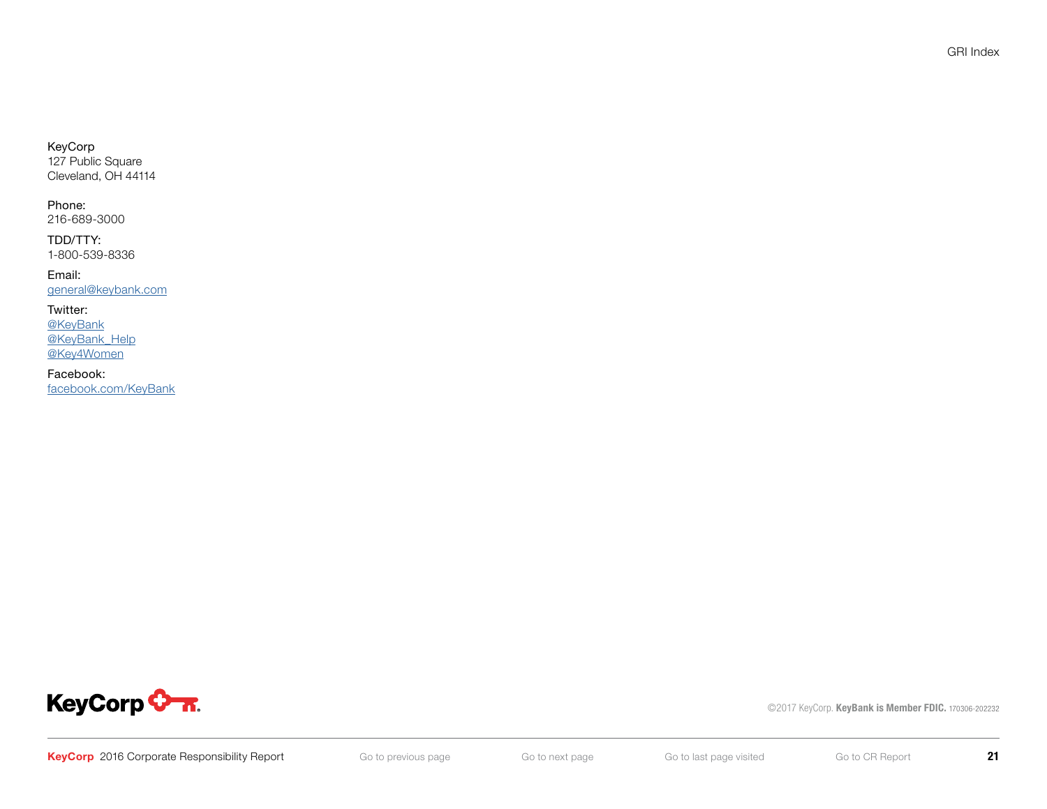KeyCorp
127 Public Square
Cleveland, OH 44114

Phone:
216-689-3000

TDD/TTY:
1-800-539-8336

Email:
general@keybank.com

Twitter:
@KeyBank
@KeyBank_Help
@Key4Women

Facebook:
facebook.com/KeyBank

KeyCorp

©2017 KeyCorp. **KeyBank is Member FDIC.** 170306-202232